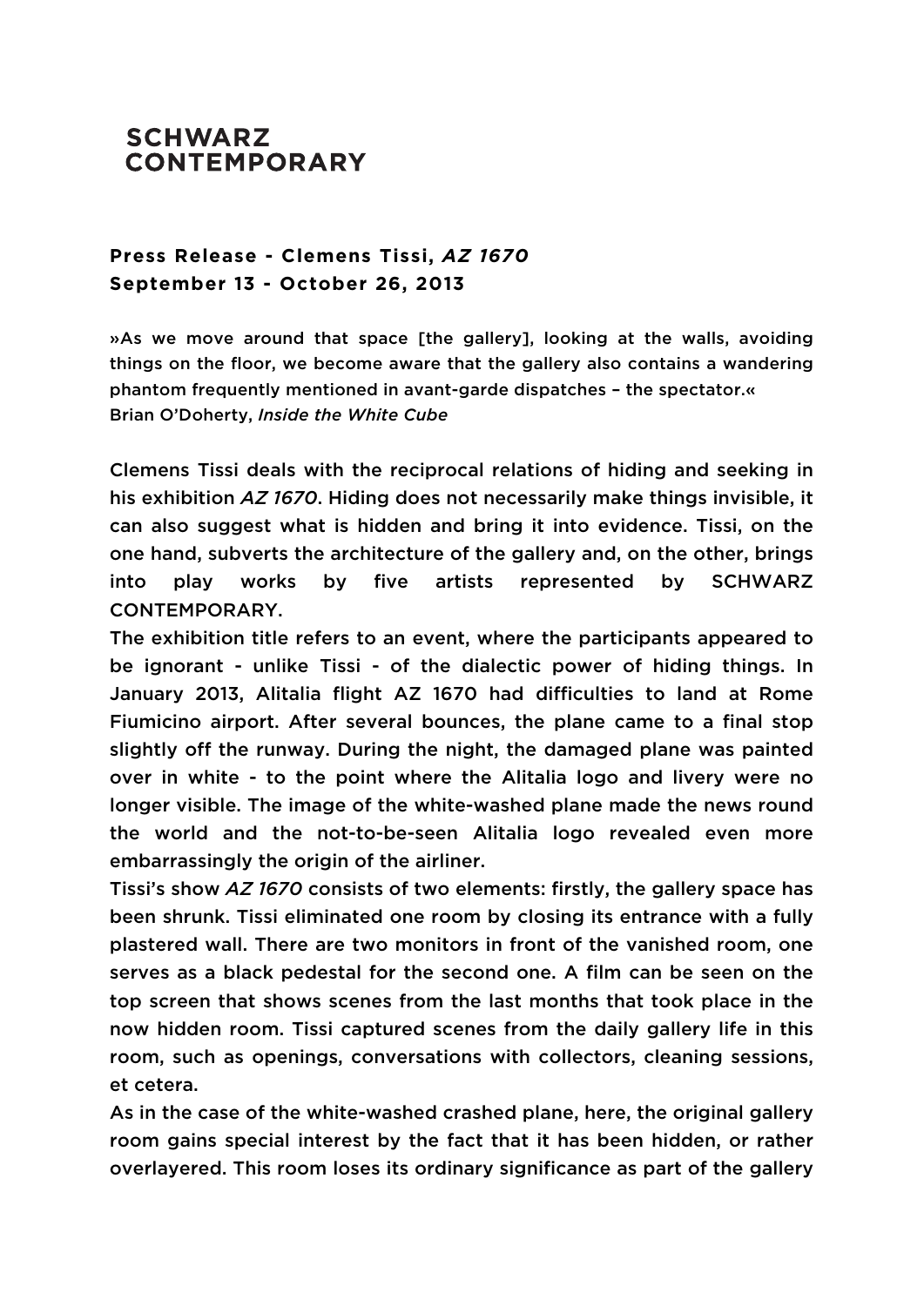**SCHWARZ CONTEMPORARY**

## Press Release - Clemens Tissi, *AZ 1670*
## September 13 - October 26, 2013

»As we move around that space [the gallery], looking at the walls, avoiding things on the floor, we become aware that the gallery also contains a wandering phantom frequently mentioned in avant-garde dispatches – the spectator.«
Brian O'Doherty, *Inside the White Cube*

Clemens Tissi deals with the reciprocal relations of hiding and seeking in his exhibition *AZ 1670*. Hiding does not necessarily make things invisible, it can also suggest what is hidden and bring it into evidence. Tissi, on the one hand, subverts the architecture of the gallery and, on the other, brings into play works by five artists represented by SCHWARZ CONTEMPORARY.

The exhibition title refers to an event, where the participants appeared to be ignorant - unlike Tissi - of the dialectic power of hiding things. In January 2013, Alitalia flight AZ 1670 had difficulties to land at Rome Fiumicino airport. After several bounces, the plane came to a final stop slightly off the runway. During the night, the damaged plane was painted over in white - to the point where the Alitalia logo and livery were no longer visible. The image of the white-washed plane made the news round the world and the not-to-be-seen Alitalia logo revealed even more embarrassingly the origin of the airliner.

Tissi's show *AZ 1670* consists of two elements: firstly, the gallery space has been shrunk. Tissi eliminated one room by closing its entrance with a fully plastered wall. There are two monitors in front of the vanished room, one serves as a black pedestal for the second one. A film can be seen on the top screen that shows scenes from the last months that took place in the now hidden room. Tissi captured scenes from the daily gallery life in this room, such as openings, conversations with collectors, cleaning sessions, et cetera.

As in the case of the white-washed crashed plane, here, the original gallery room gains special interest by the fact that it has been hidden, or rather overlayered. This room loses its ordinary significance as part of the gallery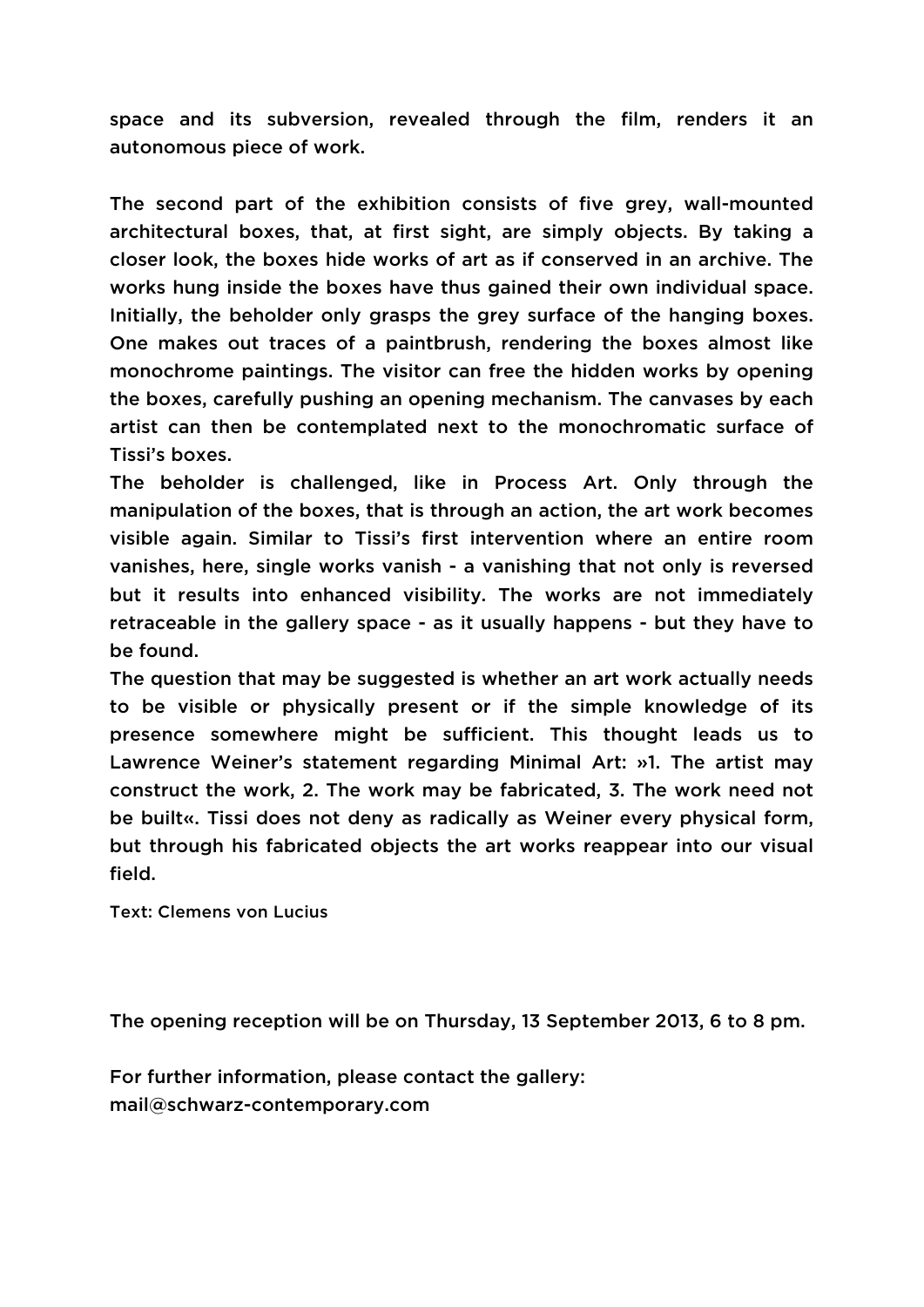space and its subversion, revealed through the film, renders it an autonomous piece of work.

The second part of the exhibition consists of five grey, wall-mounted architectural boxes, that, at first sight, are simply objects. By taking a closer look, the boxes hide works of art as if conserved in an archive. The works hung inside the boxes have thus gained their own individual space. Initially, the beholder only grasps the grey surface of the hanging boxes. One makes out traces of a paintbrush, rendering the boxes almost like monochrome paintings. The visitor can free the hidden works by opening the boxes, carefully pushing an opening mechanism. The canvases by each artist can then be contemplated next to the monochromatic surface of Tissi's boxes.

The beholder is challenged, like in Process Art. Only through the manipulation of the boxes, that is through an action, the art work becomes visible again. Similar to Tissi's first intervention where an entire room vanishes, here, single works vanish - a vanishing that not only is reversed but it results into enhanced visibility. The works are not immediately retraceable in the gallery space - as it usually happens - but they have to be found.

The question that may be suggested is whether an art work actually needs to be visible or physically present or if the simple knowledge of its presence somewhere might be sufficient. This thought leads us to Lawrence Weiner's statement regarding Minimal Art: »1. The artist may construct the work, 2. The work may be fabricated, 3. The work need not be built«. Tissi does not deny as radically as Weiner every physical form, but through his fabricated objects the art works reappear into our visual field.

Text: Clemens von Lucius

The opening reception will be on Thursday, 13 September 2013, 6 to 8 pm.

For further information, please contact the gallery:
mail@schwarz-contemporary.com